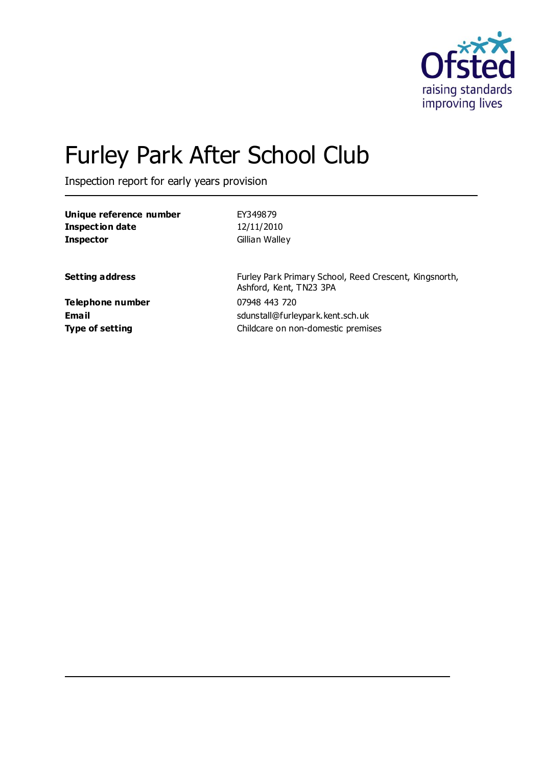# Furley Park After School Club

Inspection report for early years provision

| | |
|---|---|
| **Unique reference number** | EY349879 |
| **Inspection date** | 12/11/2010 |
| **Inspector** | Gillian Walley |

| | |
|---|---|
| **Setting address** | Furley Park Primary School, Reed Crescent, Kingsnorth, Ashford, Kent, TN23 3PA |
| **Telephone number** | 07948 443 720 |
| **Email** | sdunstall@furleypark.kent.sch.uk |
| **Type of setting** | Childcare on non-domestic premises |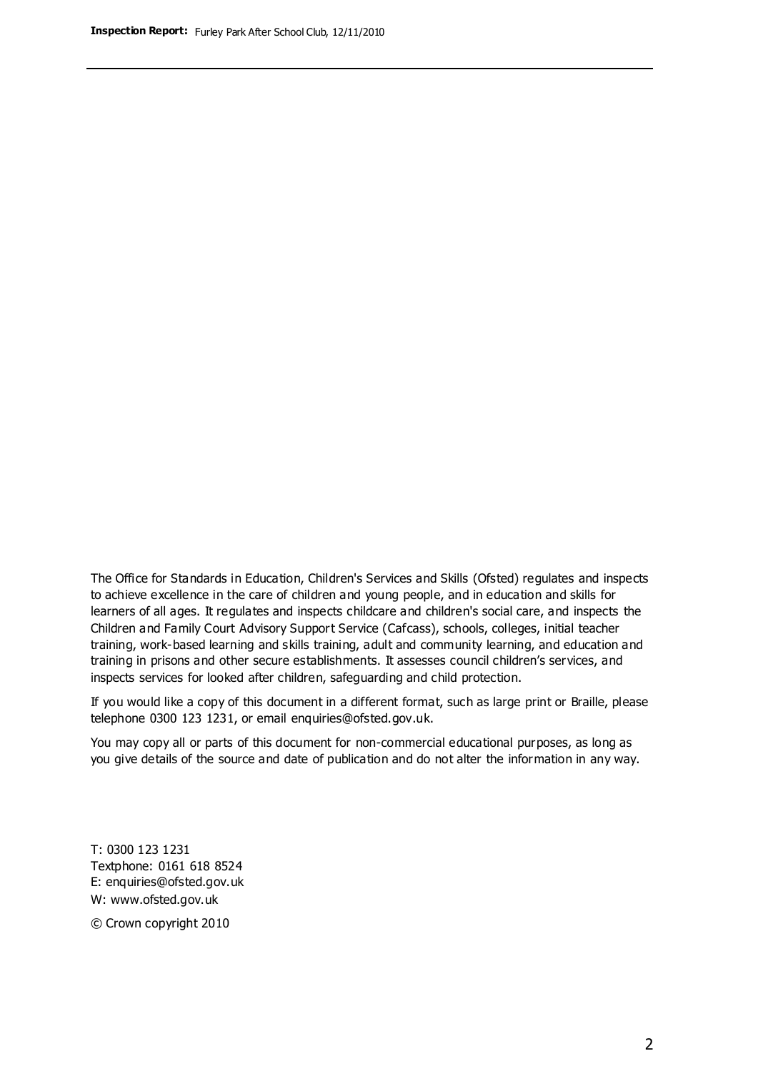The Office for Standards in Education, Children's Services and Skills (Ofsted) regulates and inspects to achieve excellence in the care of children and young people, and in education and skills for learners of all ages. It regulates and inspects childcare and children's social care, and inspects the Children and Family Court Advisory Support Service (Cafcass), schools, colleges, initial teacher training, work-based learning and skills training, adult and community learning, and education and training in prisons and other secure establishments. It assesses council children's services, and inspects services for looked after children, safeguarding and child protection.

If you would like a copy of this document in a different format, such as large print or Braille, please telephone 0300 123 1231, or email enquiries@ofsted.gov.uk.

You may copy all or parts of this document for non-commercial educational purposes, as long as you give details of the source and date of publication and do not alter the information in any way.

T: 0300 123 1231
Textphone: 0161 618 8524
E: enquiries@ofsted.gov.uk
W: www.ofsted.gov.uk

© Crown copyright 2010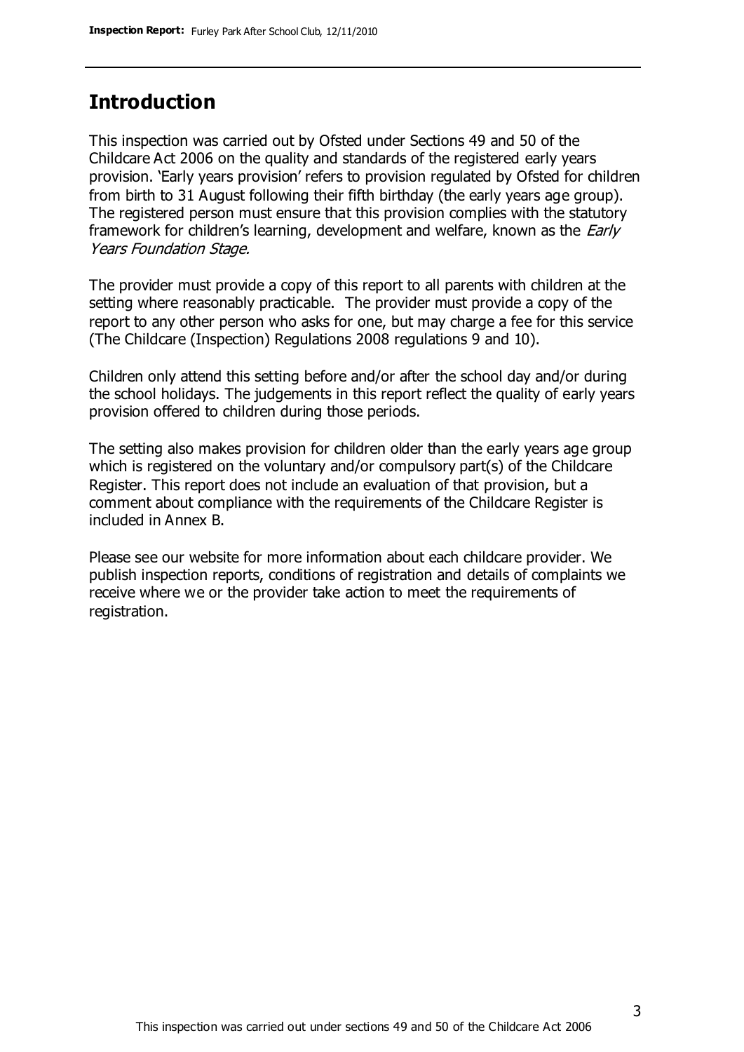## Introduction

This inspection was carried out by Ofsted under Sections 49 and 50 of the Childcare Act 2006 on the quality and standards of the registered early years provision. 'Early years provision' refers to provision regulated by Ofsted for children from birth to 31 August following their fifth birthday (the early years age group). The registered person must ensure that this provision complies with the statutory framework for children's learning, development and welfare, known as the *Early Years Foundation Stage.*

The provider must provide a copy of this report to all parents with children at the setting where reasonably practicable. The provider must provide a copy of the report to any other person who asks for one, but may charge a fee for this service (The Childcare (Inspection) Regulations 2008 regulations 9 and 10).

Children only attend this setting before and/or after the school day and/or during the school holidays. The judgements in this report reflect the quality of early years provision offered to children during those periods.

The setting also makes provision for children older than the early years age group which is registered on the voluntary and/or compulsory part(s) of the Childcare Register. This report does not include an evaluation of that provision, but a comment about compliance with the requirements of the Childcare Register is included in Annex B.

Please see our website for more information about each childcare provider. We publish inspection reports, conditions of registration and details of complaints we receive where we or the provider take action to meet the requirements of registration.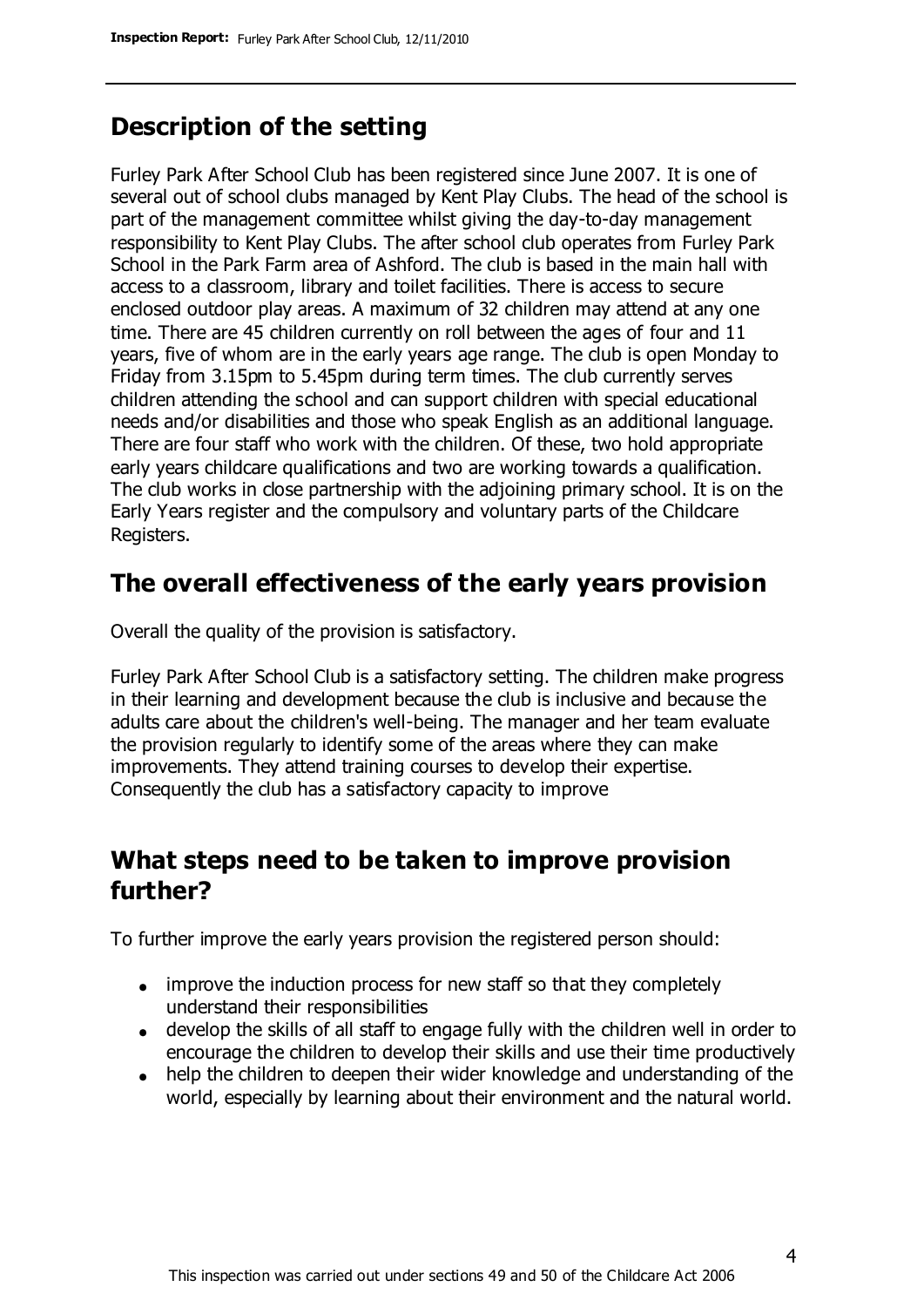## Description of the setting

Furley Park After School Club has been registered since June 2007. It is one of several out of school clubs managed by Kent Play Clubs. The head of the school is part of the management committee whilst giving the day-to-day management responsibility to Kent Play Clubs. The after school club operates from Furley Park School in the Park Farm area of Ashford. The club is based in the main hall with access to a classroom, library and toilet facilities. There is access to secure enclosed outdoor play areas. A maximum of 32 children may attend at any one time. There are 45 children currently on roll between the ages of four and 11 years, five of whom are in the early years age range. The club is open Monday to Friday from 3.15pm to 5.45pm during term times. The club currently serves children attending the school and can support children with special educational needs and/or disabilities and those who speak English as an additional language. There are four staff who work with the children. Of these, two hold appropriate early years childcare qualifications and two are working towards a qualification. The club works in close partnership with the adjoining primary school. It is on the Early Years register and the compulsory and voluntary parts of the Childcare Registers.

## The overall effectiveness of the early years provision

Overall the quality of the provision is satisfactory.

Furley Park After School Club is a satisfactory setting. The children make progress in their learning and development because the club is inclusive and because the adults care about the children's well-being. The manager and her team evaluate the provision regularly to identify some of the areas where they can make improvements. They attend training courses to develop their expertise. Consequently the club has a satisfactory capacity to improve

## What steps need to be taken to improve provision further?

To further improve the early years provision the registered person should:

- improve the induction process for new staff so that they completely understand their responsibilities
- develop the skills of all staff to engage fully with the children well in order to encourage the children to develop their skills and use their time productively
- help the children to deepen their wider knowledge and understanding of the world, especially by learning about their environment and the natural world.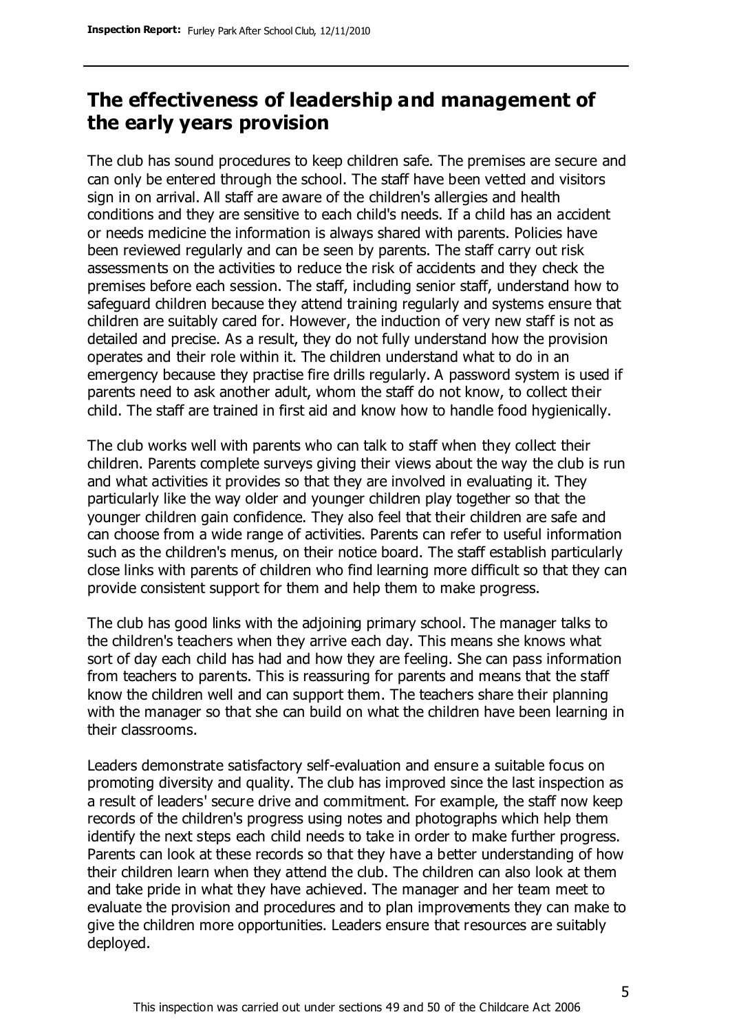## The effectiveness of leadership and management of the early years provision

The club has sound procedures to keep children safe. The premises are secure and can only be entered through the school. The staff have been vetted and visitors sign in on arrival. All staff are aware of the children's allergies and health conditions and they are sensitive to each child's needs. If a child has an accident or needs medicine the information is always shared with parents. Policies have been reviewed regularly and can be seen by parents. The staff carry out risk assessments on the activities to reduce the risk of accidents and they check the premises before each session. The staff, including senior staff, understand how to safeguard children because they attend training regularly and systems ensure that children are suitably cared for. However, the induction of very new staff is not as detailed and precise. As a result, they do not fully understand how the provision operates and their role within it. The children understand what to do in an emergency because they practise fire drills regularly. A password system is used if parents need to ask another adult, whom the staff do not know, to collect their child. The staff are trained in first aid and know how to handle food hygienically.

The club works well with parents who can talk to staff when they collect their children. Parents complete surveys giving their views about the way the club is run and what activities it provides so that they are involved in evaluating it. They particularly like the way older and younger children play together so that the younger children gain confidence. They also feel that their children are safe and can choose from a wide range of activities. Parents can refer to useful information such as the children's menus, on their notice board. The staff establish particularly close links with parents of children who find learning more difficult so that they can provide consistent support for them and help them to make progress.

The club has good links with the adjoining primary school. The manager talks to the children's teachers when they arrive each day. This means she knows what sort of day each child has had and how they are feeling. She can pass information from teachers to parents. This is reassuring for parents and means that the staff know the children well and can support them. The teachers share their planning with the manager so that she can build on what the children have been learning in their classrooms.

Leaders demonstrate satisfactory self-evaluation and ensure a suitable focus on promoting diversity and quality. The club has improved since the last inspection as a result of leaders' secure drive and commitment. For example, the staff now keep records of the children's progress using notes and photographs which help them identify the next steps each child needs to take in order to make further progress. Parents can look at these records so that they have a better understanding of how their children learn when they attend the club. The children can also look at them and take pride in what they have achieved. The manager and her team meet to evaluate the provision and procedures and to plan improvements they can make to give the children more opportunities. Leaders ensure that resources are suitably deployed.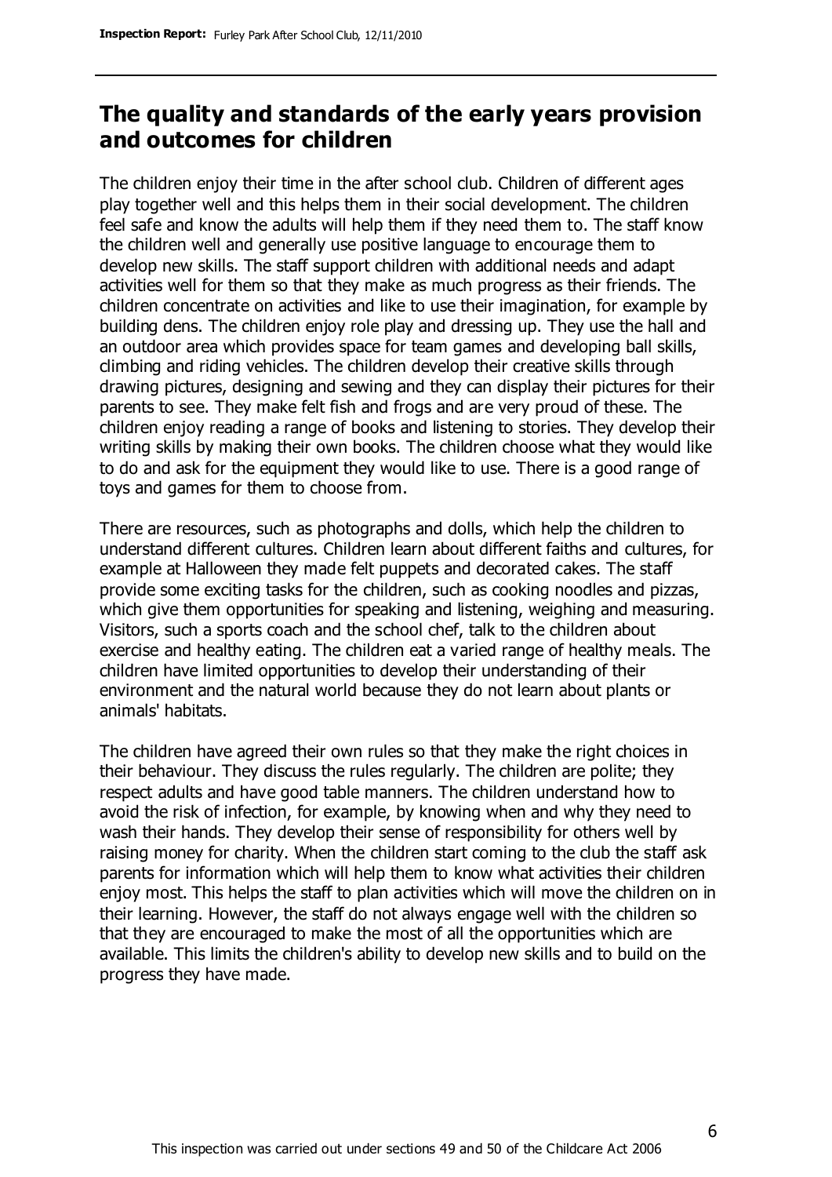## The quality and standards of the early years provision and outcomes for children

The children enjoy their time in the after school club. Children of different ages play together well and this helps them in their social development. The children feel safe and know the adults will help them if they need them to. The staff know the children well and generally use positive language to encourage them to develop new skills. The staff support children with additional needs and adapt activities well for them so that they make as much progress as their friends. The children concentrate on activities and like to use their imagination, for example by building dens. The children enjoy role play and dressing up. They use the hall and an outdoor area which provides space for team games and developing ball skills, climbing and riding vehicles. The children develop their creative skills through drawing pictures, designing and sewing and they can display their pictures for their parents to see. They make felt fish and frogs and are very proud of these. The children enjoy reading a range of books and listening to stories. They develop their writing skills by making their own books. The children choose what they would like to do and ask for the equipment they would like to use. There is a good range of toys and games for them to choose from.

There are resources, such as photographs and dolls, which help the children to understand different cultures. Children learn about different faiths and cultures, for example at Halloween they made felt puppets and decorated cakes. The staff provide some exciting tasks for the children, such as cooking noodles and pizzas, which give them opportunities for speaking and listening, weighing and measuring. Visitors, such a sports coach and the school chef, talk to the children about exercise and healthy eating. The children eat a varied range of healthy meals. The children have limited opportunities to develop their understanding of their environment and the natural world because they do not learn about plants or animals' habitats.

The children have agreed their own rules so that they make the right choices in their behaviour. They discuss the rules regularly. The children are polite; they respect adults and have good table manners. The children understand how to avoid the risk of infection, for example, by knowing when and why they need to wash their hands. They develop their sense of responsibility for others well by raising money for charity. When the children start coming to the club the staff ask parents for information which will help them to know what activities their children enjoy most. This helps the staff to plan activities which will move the children on in their learning. However, the staff do not always engage well with the children so that they are encouraged to make the most of all the opportunities which are available. This limits the children's ability to develop new skills and to build on the progress they have made.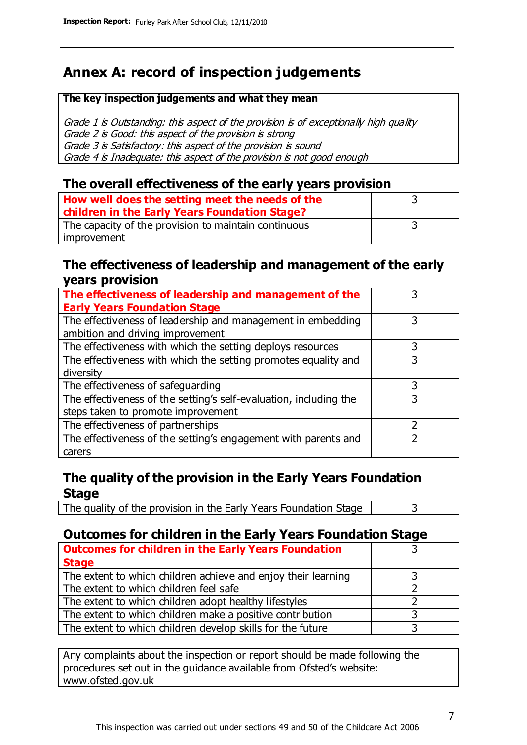# Annex A: record of inspection judgements

**The key inspection judgements and what they mean**

*Grade 1 is Outstanding: this aspect of the provision is of exceptionally high quality*
*Grade 2 is Good: this aspect of the provision is strong*
*Grade 3 is Satisfactory: this aspect of the provision is sound*
*Grade 4 is Inadequate: this aspect of the provision is not good enough*

## The overall effectiveness of the early years provision

| | |
|---|---|
| **How well does the setting meet the needs of the children in the Early Years Foundation Stage?** | 3 |
| The capacity of the provision to maintain continuous improvement | 3 |

## The effectiveness of leadership and management of the early years provision

| | |
|---|---|
| **The effectiveness of leadership and management of the Early Years Foundation Stage** | 3 |
| The effectiveness of leadership and management in embedding ambition and driving improvement | 3 |
| The effectiveness with which the setting deploys resources | 3 |
| The effectiveness with which the setting promotes equality and diversity | 3 |
| The effectiveness of safeguarding | 3 |
| The effectiveness of the setting's self-evaluation, including the steps taken to promote improvement | 3 |
| The effectiveness of partnerships | 2 |
| The effectiveness of the setting's engagement with parents and carers | 2 |

## The quality of the provision in the Early Years Foundation Stage

| | |
|---|---|
| The quality of the provision in the Early Years Foundation Stage | 3 |

## Outcomes for children in the Early Years Foundation Stage

| | |
|---|---|
| **Outcomes for children in the Early Years Foundation Stage** | 3 |
| The extent to which children achieve and enjoy their learning | 3 |
| The extent to which children feel safe | 2 |
| The extent to which children adopt healthy lifestyles | 2 |
| The extent to which children make a positive contribution | 3 |
| The extent to which children develop skills for the future | 3 |

Any complaints about the inspection or report should be made following the procedures set out in the guidance available from Ofsted's website: www.ofsted.gov.uk

This inspection was carried out under sections 49 and 50 of the Childcare Act 2006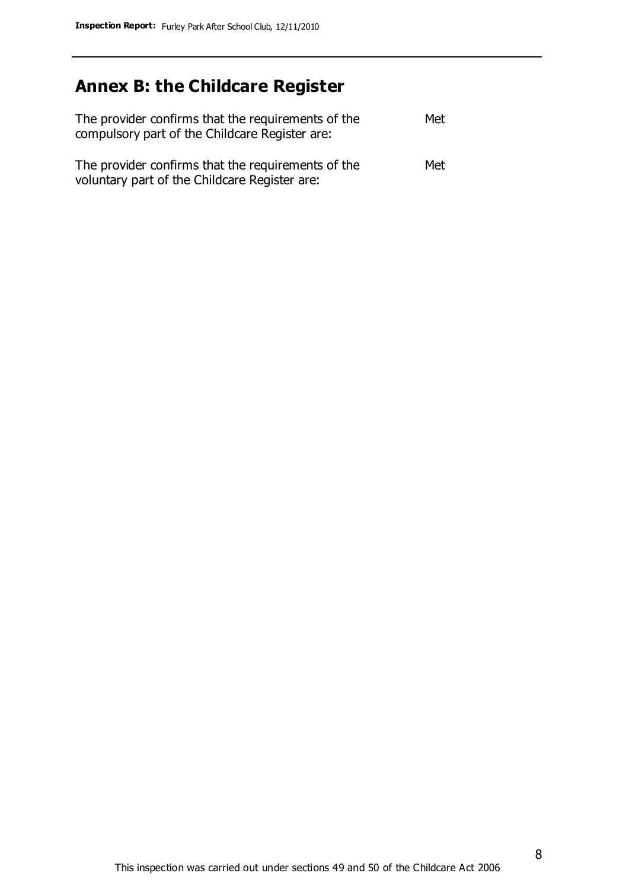## Annex B: the Childcare Register

| | |
|---|---|
| The provider confirms that the requirements of the compulsory part of the Childcare Register are: | Met |
| The provider confirms that the requirements of the voluntary part of the Childcare Register are: | Met |